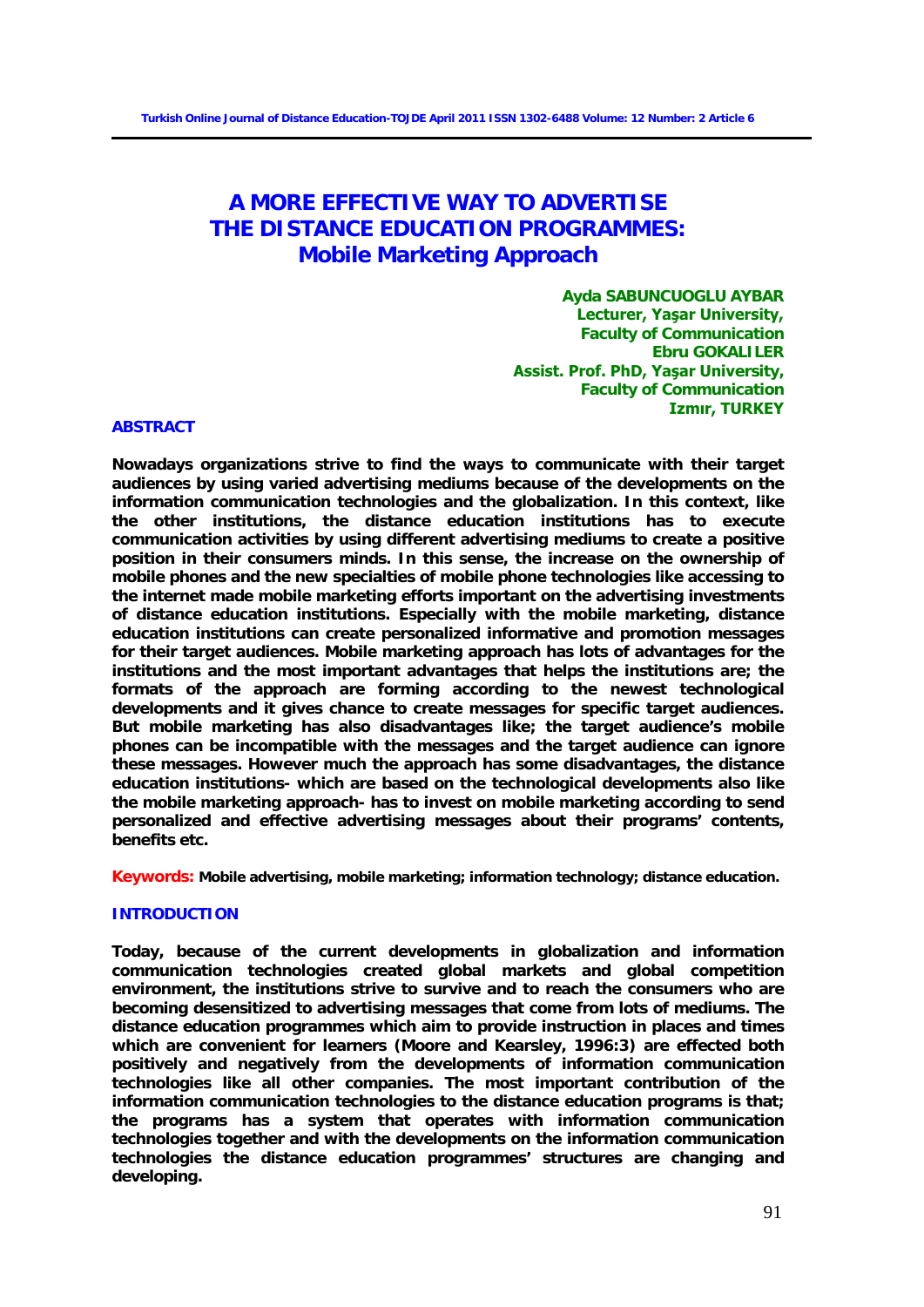# A MORE EFFECTIVE WAY TO ADVERTISE THE DISTANCE EDUCATION PROGRAMMES: Mobile Marketing Approach

**Ayda SABUNCUOGLU AYBAR**
**Lecturer, Yaşar University,**
**Faculty of Communication**
**Ebru GOKALILER**
**Assist. Prof. PhD, Yaşar University,**
**Faculty of Communication**
**Izmır, TURKEY**

## ABSTRACT

**Nowadays organizations strive to find the ways to communicate with their target audiences by using varied advertising mediums because of the developments on the information communication technologies and the globalization. In this context, like the other institutions, the distance education institutions has to execute communication activities by using different advertising mediums to create a positive position in their consumers minds. In this sense, the increase on the ownership of mobile phones and the new specialties of mobile phone technologies like accessing to the internet made mobile marketing efforts important on the advertising investments of distance education institutions. Especially with the mobile marketing, distance education institutions can create personalized informative and promotion messages for their target audiences. Mobile marketing approach has lots of advantages for the institutions and the most important advantages that helps the institutions are; the formats of the approach are forming according to the newest technological developments and it gives chance to create messages for specific target audiences. But mobile marketing has also disadvantages like; the target audience's mobile phones can be incompatible with the messages and the target audience can ignore these messages. However much the approach has some disadvantages, the distance education institutions- which are based on the technological developments also like the mobile marketing approach- has to invest on mobile marketing according to send personalized and effective advertising messages about their programs' contents, benefits etc.**

**Keywords:** **Mobile advertising, mobile marketing; information technology; distance education.**

## INTRODUCTION

**Today, because of the current developments in globalization and information communication technologies created global markets and global competition environment, the institutions strive to survive and to reach the consumers who are becoming desensitized to advertising messages that come from lots of mediums. The distance education programmes which aim to provide instruction in places and times which are convenient for learners (Moore and Kearsley, 1996:3) are effected both positively and negatively from the developments of information communication technologies like all other companies. The most important contribution of the information communication technologies to the distance education programs is that; the programs has a system that operates with information communication technologies together and with the developments on the information communication technologies the distance education programmes' structures are changing and developing.**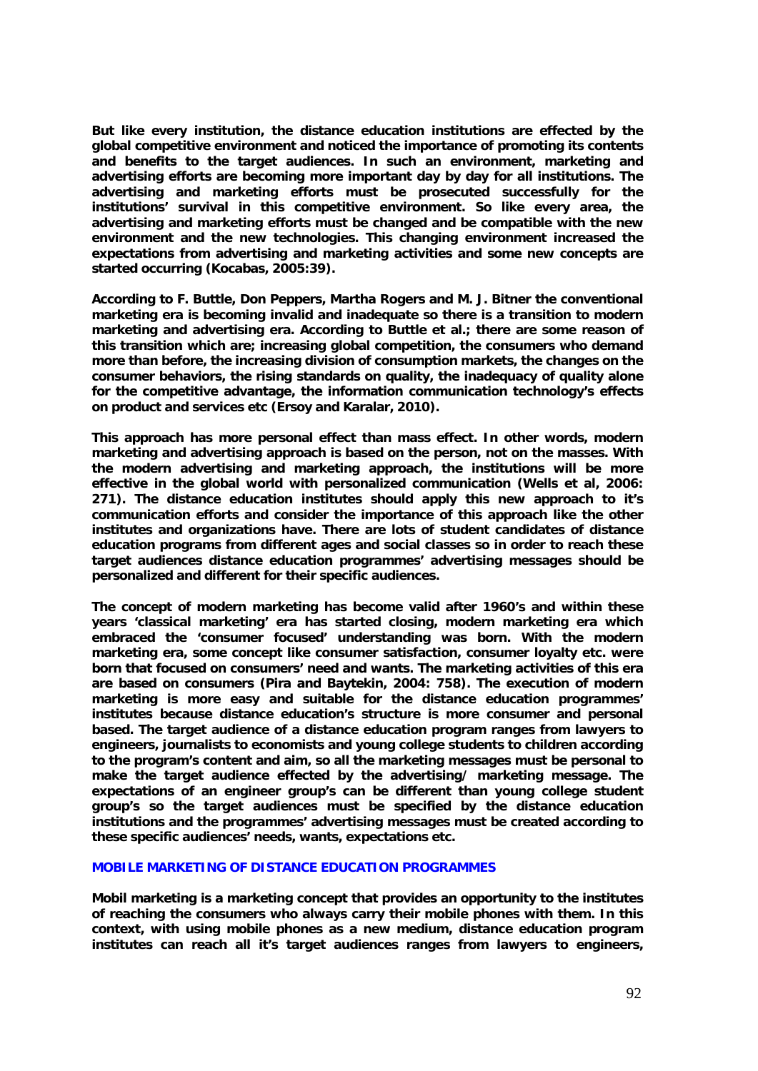But like every institution, the distance education institutions are effected by the global competitive environment and noticed the importance of promoting its contents and benefits to the target audiences. In such an environment, marketing and advertising efforts are becoming more important day by day for all institutions. The advertising and marketing efforts must be prosecuted successfully for the institutions' survival in this competitive environment. So like every area, the advertising and marketing efforts must be changed and be compatible with the new environment and the new technologies. This changing environment increased the expectations from advertising and marketing activities and some new concepts are started occurring (Kocabas, 2005:39).

According to F. Buttle, Don Peppers, Martha Rogers and M. J. Bitner the conventional marketing era is becoming invalid and inadequate so there is a transition to modern marketing and advertising era. According to Buttle et al.; there are some reason of this transition which are; increasing global competition, the consumers who demand more than before, the increasing division of consumption markets, the changes on the consumer behaviors, the rising standards on quality, the inadequacy of quality alone for the competitive advantage, the information communication technology's effects on product and services etc (Ersoy and Karalar, 2010).

This approach has more personal effect than mass effect. In other words, modern marketing and advertising approach is based on the person, not on the masses. With the modern advertising and marketing approach, the institutions will be more effective in the global world with personalized communication (Wells et al, 2006: 271). The distance education institutes should apply this new approach to it's communication efforts and consider the importance of this approach like the other institutes and organizations have. There are lots of student candidates of distance education programs from different ages and social classes so in order to reach these target audiences distance education programmes' advertising messages should be personalized and different for their specific audiences.

The concept of modern marketing has become valid after 1960's and within these years 'classical marketing' era has started closing, modern marketing era which embraced the 'consumer focused' understanding was born. With the modern marketing era, some concept like consumer satisfaction, consumer loyalty etc. were born that focused on consumers' need and wants. The marketing activities of this era are based on consumers (Pira and Baytekin, 2004: 758). The execution of modern marketing is more easy and suitable for the distance education programmes' institutes because distance education's structure is more consumer and personal based. The target audience of a distance education program ranges from lawyers to engineers, journalists to economists and young college students to children according to the program's content and aim, so all the marketing messages must be personal to make the target audience effected by the advertising/ marketing message. The expectations of an engineer group's can be different than young college student group's so the target audiences must be specified by the distance education institutions and the programmes' advertising messages must be created according to these specific audiences' needs, wants, expectations etc.

## MOBILE MARKETING OF DISTANCE EDUCATION PROGRAMMES

Mobil marketing is a marketing concept that provides an opportunity to the institutes of reaching the consumers who always carry their mobile phones with them. In this context, with using mobile phones as a new medium, distance education program institutes can reach all it's target audiences ranges from lawyers to engineers,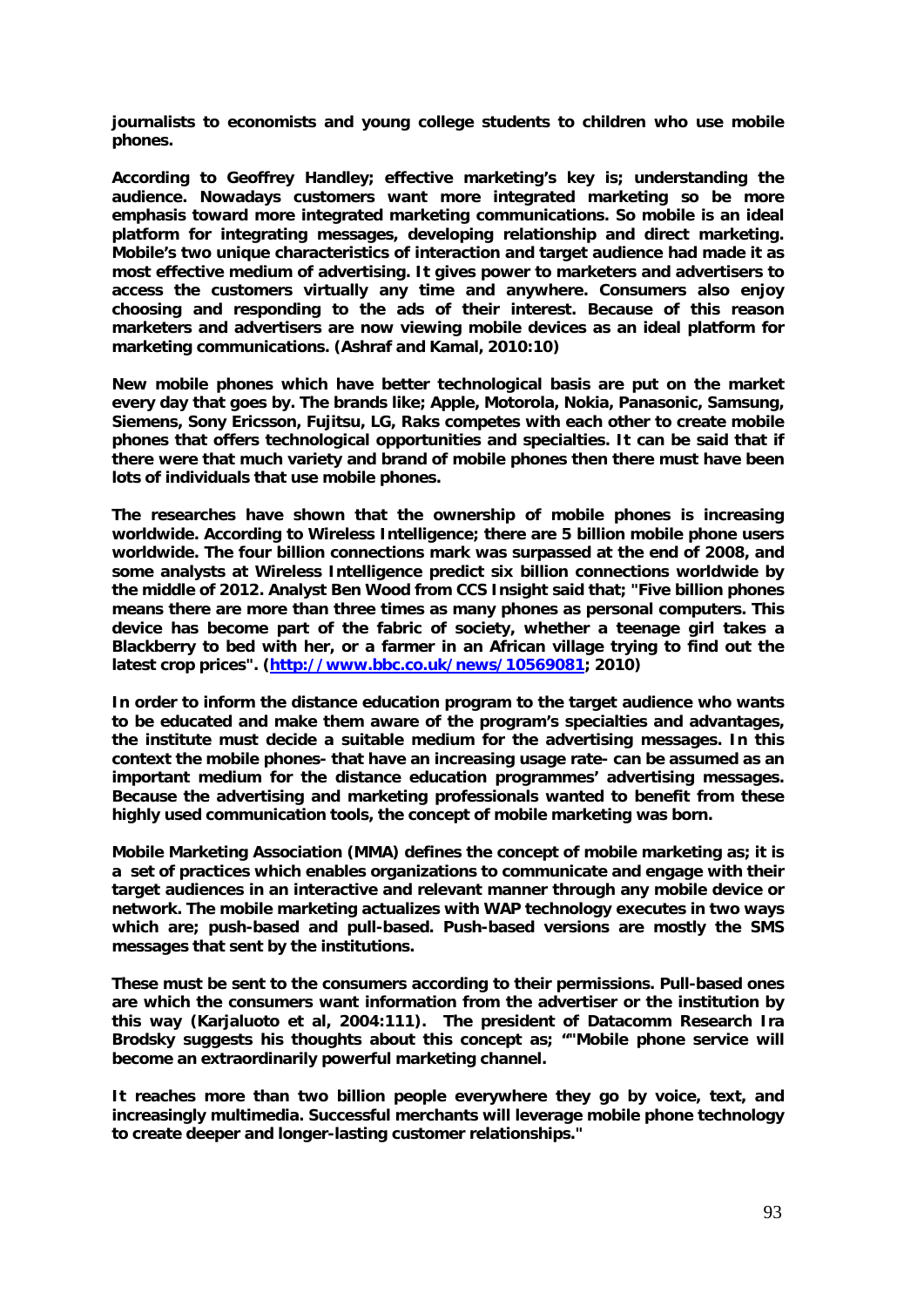**journalists to economists and young college students to children who use mobile phones.**

**According to Geoffrey Handley; effective marketing's key is; understanding the audience. Nowadays customers want more integrated marketing so be more emphasis toward more integrated marketing communications. So mobile is an ideal platform for integrating messages, developing relationship and direct marketing. Mobile's two unique characteristics of interaction and target audience had made it as most effective medium of advertising. It gives power to marketers and advertisers to access the customers virtually any time and anywhere. Consumers also enjoy choosing and responding to the ads of their interest. Because of this reason marketers and advertisers are now viewing mobile devices as an ideal platform for marketing communications. (Ashraf and Kamal, 2010:10)**

**New mobile phones which have better technological basis are put on the market every day that goes by. The brands like; Apple, Motorola, Nokia, Panasonic, Samsung, Siemens, Sony Ericsson, Fujitsu, LG, Raks competes with each other to create mobile phones that offers technological opportunities and specialties. It can be said that if there were that much variety and brand of mobile phones then there must have been lots of individuals that use mobile phones.**

**The researches have shown that the ownership of mobile phones is increasing worldwide. According to Wireless Intelligence; there are 5 billion mobile phone users worldwide. The four billion connections mark was surpassed at the end of 2008, and some analysts at Wireless Intelligence predict six billion connections worldwide by the middle of 2012. Analyst Ben Wood from CCS Insight said that; "Five billion phones means there are more than three times as many phones as personal computers. This device has become part of the fabric of society, whether a teenage girl takes a Blackberry to bed with her, or a farmer in an African village trying to find out the latest crop prices". (http://www.bbc.co.uk/news/10569081; 2010)**

**In order to inform the distance education program to the target audience who wants to be educated and make them aware of the program's specialties and advantages, the institute must decide a suitable medium for the advertising messages. In this context the mobile phones- that have an increasing usage rate- can be assumed as an important medium for the distance education programmes' advertising messages. Because the advertising and marketing professionals wanted to benefit from these highly used communication tools, the concept of mobile marketing was born.**

**Mobile Marketing Association (MMA) defines the concept of mobile marketing as; it is a set of practices which enables organizations to communicate and engage with their target audiences in an interactive and relevant manner through any mobile device or network. The mobile marketing actualizes with WAP technology executes in two ways which are; push-based and pull-based. Push-based versions are mostly the SMS messages that sent by the institutions.**

**These must be sent to the consumers according to their permissions. Pull-based ones are which the consumers want information from the advertiser or the institution by this way (Karjaluoto et al, 2004:111). The president of Datacomm Research Ira Brodsky suggests his thoughts about this concept as; ""Mobile phone service will become an extraordinarily powerful marketing channel.**

**It reaches more than two billion people everywhere they go by voice, text, and increasingly multimedia. Successful merchants will leverage mobile phone technology to create deeper and longer-lasting customer relationships."**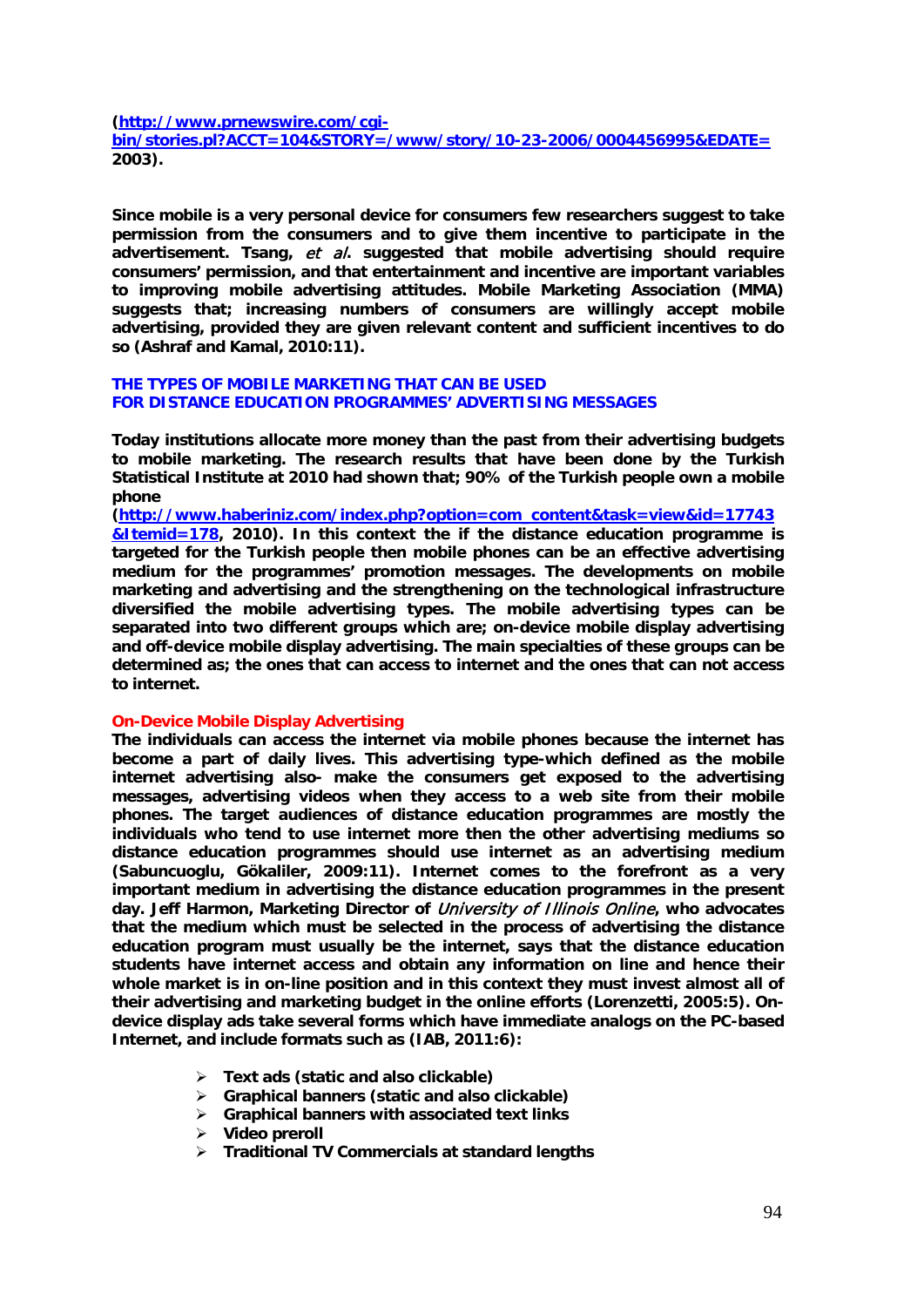(http://www.prnewswire.com/cgi-bin/stories.pl?ACCT=104&STORY=/www/story/10-23-2006/0004456995&EDATE= 2003).

Since mobile is a very personal device for consumers few researchers suggest to take permission from the consumers and to give them incentive to participate in the advertisement. Tsang, *et al*. suggested that mobile advertising should require consumers' permission, and that entertainment and incentive are important variables to improving mobile advertising attitudes. Mobile Marketing Association (MMA) suggests that; increasing numbers of consumers are willingly accept mobile advertising, provided they are given relevant content and sufficient incentives to do so (Ashraf and Kamal, 2010:11).

## THE TYPES OF MOBILE MARKETING THAT CAN BE USED FOR DISTANCE EDUCATION PROGRAMMES' ADVERTISING MESSAGES

Today institutions allocate more money than the past from their advertising budgets to mobile marketing. The research results that have been done by the Turkish Statistical Institute at 2010 had shown that; 90% of the Turkish people own a mobile phone (http://www.haberiniz.com/index.php?option=com_content&task=view&id=17743&Itemid=178, 2010). In this context the if the distance education programme is targeted for the Turkish people then mobile phones can be an effective advertising medium for the programmes' promotion messages. The developments on mobile marketing and advertising and the strengthening on the technological infrastructure diversified the mobile advertising types. The mobile advertising types can be separated into two different groups which are; on-device mobile display advertising and off-device mobile display advertising. The main specialties of these groups can be determined as; the ones that can access to internet and the ones that can not access to internet.

### On-Device Mobile Display Advertising

The individuals can access the internet via mobile phones because the internet has become a part of daily lives. This advertising type-which defined as the mobile internet advertising also- make the consumers get exposed to the advertising messages, advertising videos when they access to a web site from their mobile phones. The target audiences of distance education programmes are mostly the individuals who tend to use internet more then the other advertising mediums so distance education programmes should use internet as an advertising medium (Sabuncuoglu, Gökaliler, 2009:11). Internet comes to the forefront as a very important medium in advertising the distance education programmes in the present day. Jeff Harmon, Marketing Director of *University of Illinois Online*, who advocates that the medium which must be selected in the process of advertising the distance education program must usually be the internet, says that the distance education students have internet access and obtain any information on line and hence their whole market is in on-line position and in this context they must invest almost all of their advertising and marketing budget in the online efforts (Lorenzetti, 2005:5). On-device display ads take several forms which have immediate analogs on the PC-based Internet, and include formats such as (IAB, 2011:6):

- Text ads (static and also clickable)
- Graphical banners (static and also clickable)
- Graphical banners with associated text links
- Video preroll
- Traditional TV Commercials at standard lengths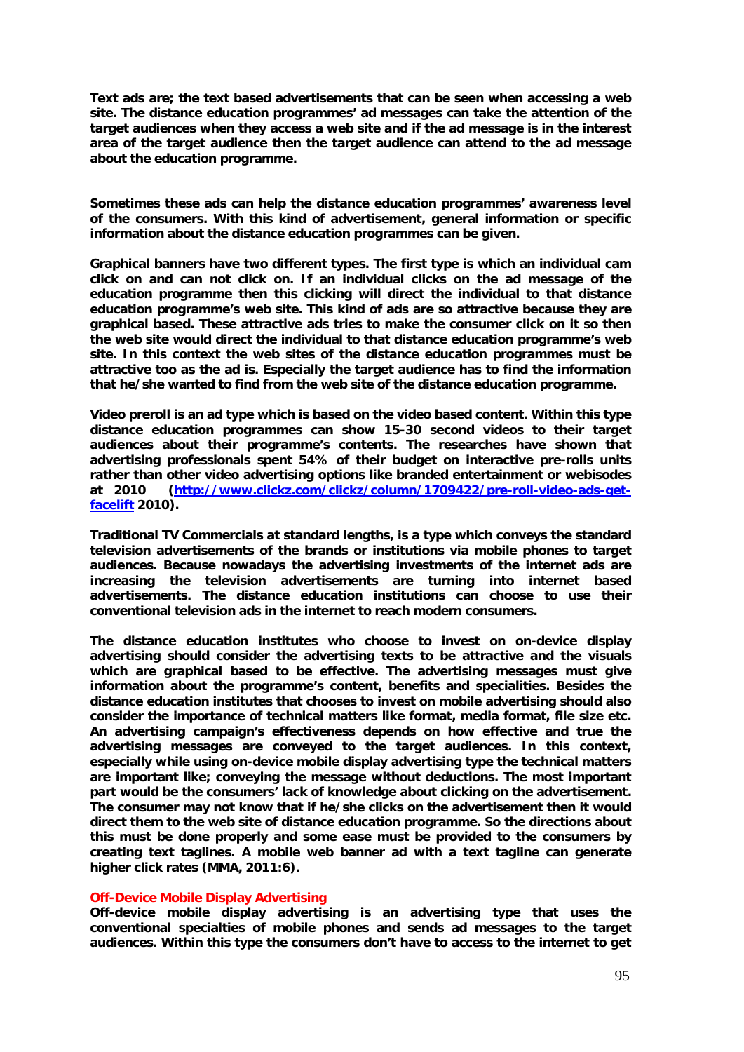**Text ads are; the text based advertisements that can be seen when accessing a web site. The distance education programmes' ad messages can take the attention of the target audiences when they access a web site and if the ad message is in the interest area of the target audience then the target audience can attend to the ad message about the education programme.**

**Sometimes these ads can help the distance education programmes' awareness level of the consumers. With this kind of advertisement, general information or specific information about the distance education programmes can be given.**

**Graphical banners have two different types. The first type is which an individual cam click on and can not click on. If an individual clicks on the ad message of the education programme then this clicking will direct the individual to that distance education programme's web site. This kind of ads are so attractive because they are graphical based. These attractive ads tries to make the consumer click on it so then the web site would direct the individual to that distance education programme's web site. In this context the web sites of the distance education programmes must be attractive too as the ad is. Especially the target audience has to find the information that he/she wanted to find from the web site of the distance education programme.**

**Video preroll is an ad type which is based on the video based content. Within this type distance education programmes can show 15-30 second videos to their target audiences about their programme's contents. The researches have shown that advertising professionals spent 54% of their budget on interactive pre-rolls units rather than other video advertising options like branded entertainment or webisodes at 2010 ([http://www.clickz.com/clickz/column/1709422/pre-roll-video-ads-get-facelift](http://www.clickz.com/clickz/column/1709422/pre-roll-video-ads-get-facelift) 2010).**

**Traditional TV Commercials at standard lengths, is a type which conveys the standard television advertisements of the brands or institutions via mobile phones to target audiences. Because nowadays the advertising investments of the internet ads are increasing the television advertisements are turning into internet based advertisements. The distance education institutions can choose to use their conventional television ads in the internet to reach modern consumers.**

**The distance education institutes who choose to invest on on-device display advertising should consider the advertising texts to be attractive and the visuals which are graphical based to be effective. The advertising messages must give information about the programme's content, benefits and specialities. Besides the distance education institutes that chooses to invest on mobile advertising should also consider the importance of technical matters like format, media format, file size etc. An advertising campaign's effectiveness depends on how effective and true the advertising messages are conveyed to the target audiences. In this context, especially while using on-device mobile display advertising type the technical matters are important like; conveying the message without deductions. The most important part would be the consumers' lack of knowledge about clicking on the advertisement. The consumer may not know that if he/she clicks on the advertisement then it would direct them to the web site of distance education programme. So the directions about this must be done properly and some ease must be provided to the consumers by creating text taglines. A mobile web banner ad with a text tagline can generate higher click rates (MMA, 2011:6).**

### Off-Device Mobile Display Advertising

**Off-device mobile display advertising is an advertising type that uses the conventional specialties of mobile phones and sends ad messages to the target audiences. Within this type the consumers don't have to access to the internet to get**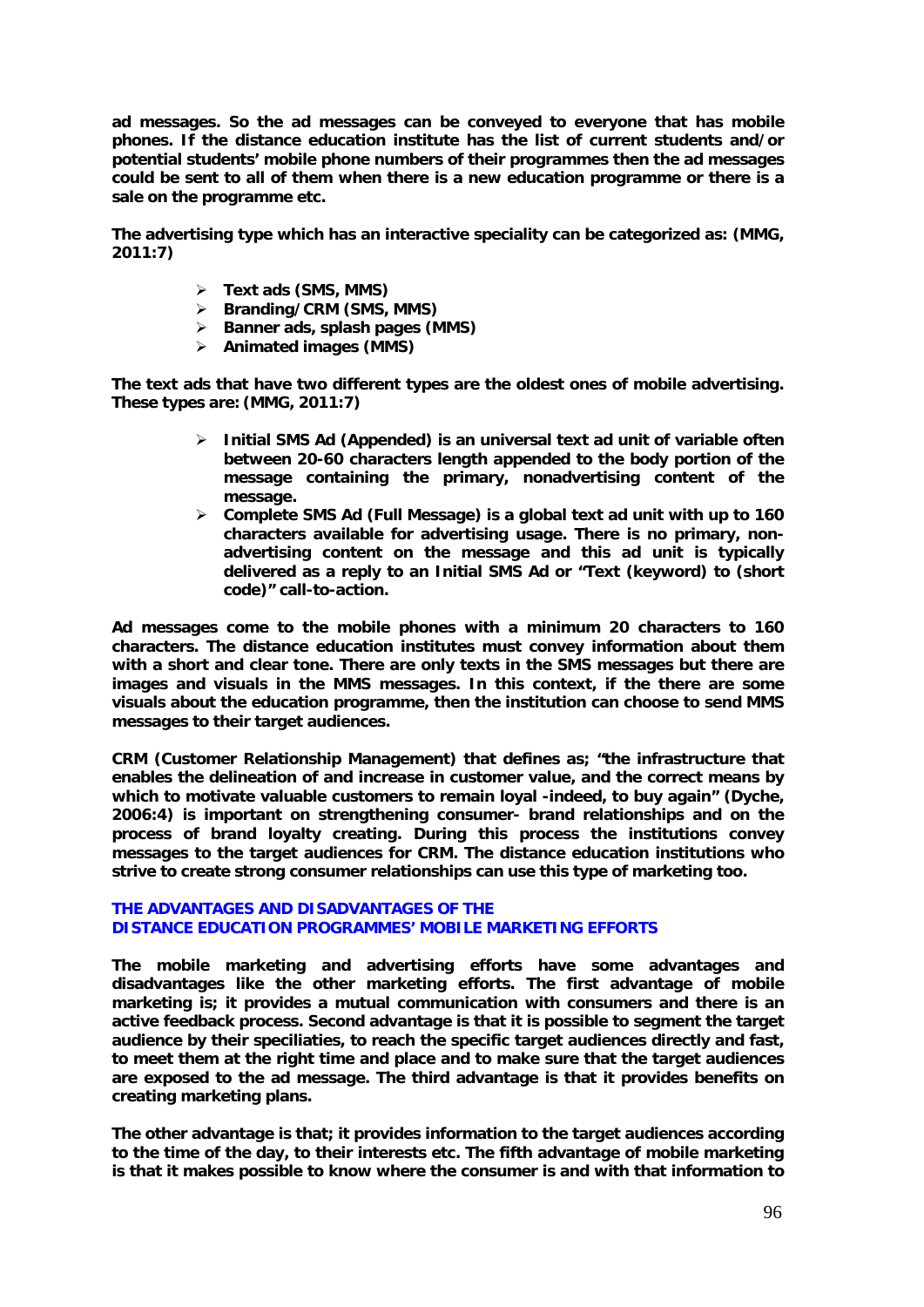ad messages. So the ad messages can be conveyed to everyone that has mobile phones. If the distance education institute has the list of current students and/or potential students' mobile phone numbers of their programmes then the ad messages could be sent to all of them when there is a new education programme or there is a sale on the programme etc.

The advertising type which has an interactive speciality can be categorized as: (MMG, 2011:7)

- Text ads (SMS, MMS)
- Branding/CRM (SMS, MMS)
- Banner ads, splash pages (MMS)
- Animated images (MMS)

The text ads that have two different types are the oldest ones of mobile advertising. These types are: (MMG, 2011:7)

- Initial SMS Ad (Appended) is an universal text ad unit of variable often between 20-60 characters length appended to the body portion of the message containing the primary, nonadvertising content of the message.
- Complete SMS Ad (Full Message) is a global text ad unit with up to 160 characters available for advertising usage. There is no primary, non-advertising content on the message and this ad unit is typically delivered as a reply to an Initial SMS Ad or "Text (keyword) to (short code)" call-to-action.

Ad messages come to the mobile phones with a minimum 20 characters to 160 characters. The distance education institutes must convey information about them with a short and clear tone. There are only texts in the SMS messages but there are images and visuals in the MMS messages. In this context, if the there are some visuals about the education programme, then the institution can choose to send MMS messages to their target audiences.

CRM (Customer Relationship Management) that defines as; "the infrastructure that enables the delineation of and increase in customer value, and the correct means by which to motivate valuable customers to remain loyal -indeed, to buy again" (Dyche, 2006:4) is important on strengthening consumer- brand relationships and on the process of brand loyalty creating. During this process the institutions convey messages to the target audiences for CRM. The distance education institutions who strive to create strong consumer relationships can use this type of marketing too.

## THE ADVANTAGES AND DISADVANTAGES OF THE DISTANCE EDUCATION PROGRAMMES' MOBILE MARKETING EFFORTS

The mobile marketing and advertising efforts have some advantages and disadvantages like the other marketing efforts. The first advantage of mobile marketing is; it provides a mutual communication with consumers and there is an active feedback process. Second advantage is that it is possible to segment the target audience by their speciliaties, to reach the specific target audiences directly and fast, to meet them at the right time and place and to make sure that the target audiences are exposed to the ad message. The third advantage is that it provides benefits on creating marketing plans.

The other advantage is that; it provides information to the target audiences according to the time of the day, to their interests etc. The fifth advantage of mobile marketing is that it makes possible to know where the consumer is and with that information to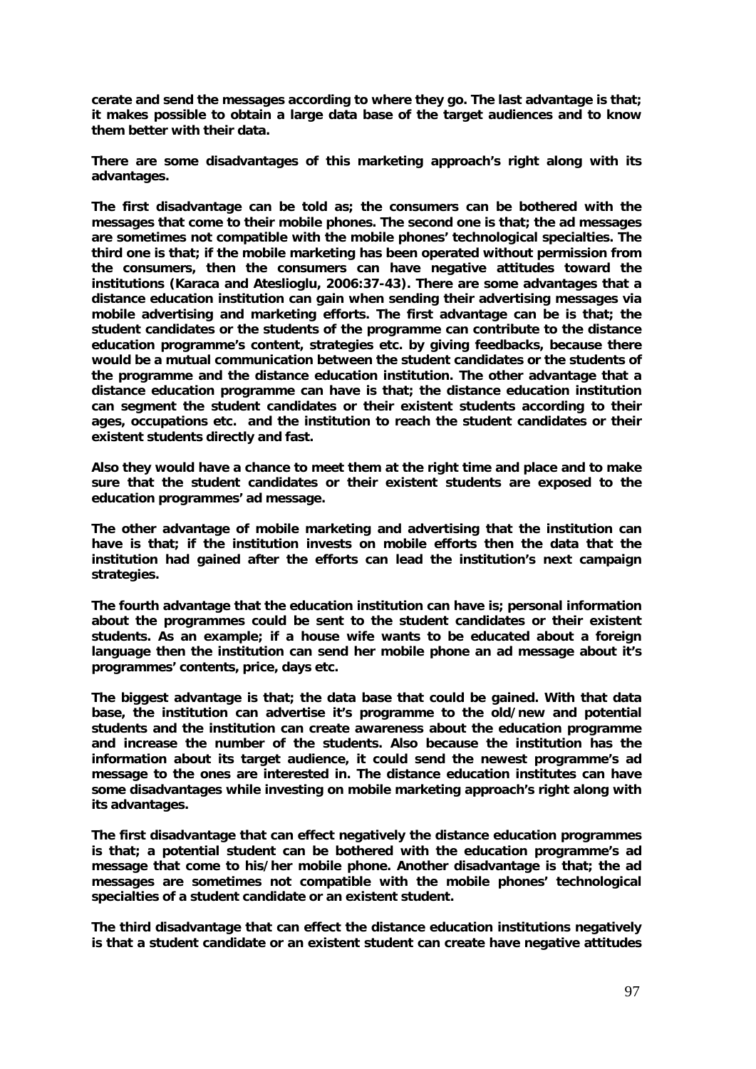cerate and send the messages according to where they go. The last advantage is that; it makes possible to obtain a large data base of the target audiences and to know them better with their data.

There are some disadvantages of this marketing approach's right along with its advantages.

The first disadvantage can be told as; the consumers can be bothered with the messages that come to their mobile phones. The second one is that; the ad messages are sometimes not compatible with the mobile phones' technological specialties. The third one is that; if the mobile marketing has been operated without permission from the consumers, then the consumers can have negative attitudes toward the institutions (Karaca and Ateslioglu, 2006:37-43). There are some advantages that a distance education institution can gain when sending their advertising messages via mobile advertising and marketing efforts. The first advantage can be is that; the student candidates or the students of the programme can contribute to the distance education programme's content, strategies etc. by giving feedbacks, because there would be a mutual communication between the student candidates or the students of the programme and the distance education institution. The other advantage that a distance education programme can have is that; the distance education institution can segment the student candidates or their existent students according to their ages, occupations etc. and the institution to reach the student candidates or their existent students directly and fast.

Also they would have a chance to meet them at the right time and place and to make sure that the student candidates or their existent students are exposed to the education programmes' ad message.

The other advantage of mobile marketing and advertising that the institution can have is that; if the institution invests on mobile efforts then the data that the institution had gained after the efforts can lead the institution's next campaign strategies.

The fourth advantage that the education institution can have is; personal information about the programmes could be sent to the student candidates or their existent students. As an example; if a house wife wants to be educated about a foreign language then the institution can send her mobile phone an ad message about it's programmes' contents, price, days etc.

The biggest advantage is that; the data base that could be gained. With that data base, the institution can advertise it's programme to the old/new and potential students and the institution can create awareness about the education programme and increase the number of the students. Also because the institution has the information about its target audience, it could send the newest programme's ad message to the ones are interested in. The distance education institutes can have some disadvantages while investing on mobile marketing approach's right along with its advantages.

The first disadvantage that can effect negatively the distance education programmes is that; a potential student can be bothered with the education programme's ad message that come to his/her mobile phone. Another disadvantage is that; the ad messages are sometimes not compatible with the mobile phones' technological specialties of a student candidate or an existent student.

The third disadvantage that can effect the distance education institutions negatively is that a student candidate or an existent student can create have negative attitudes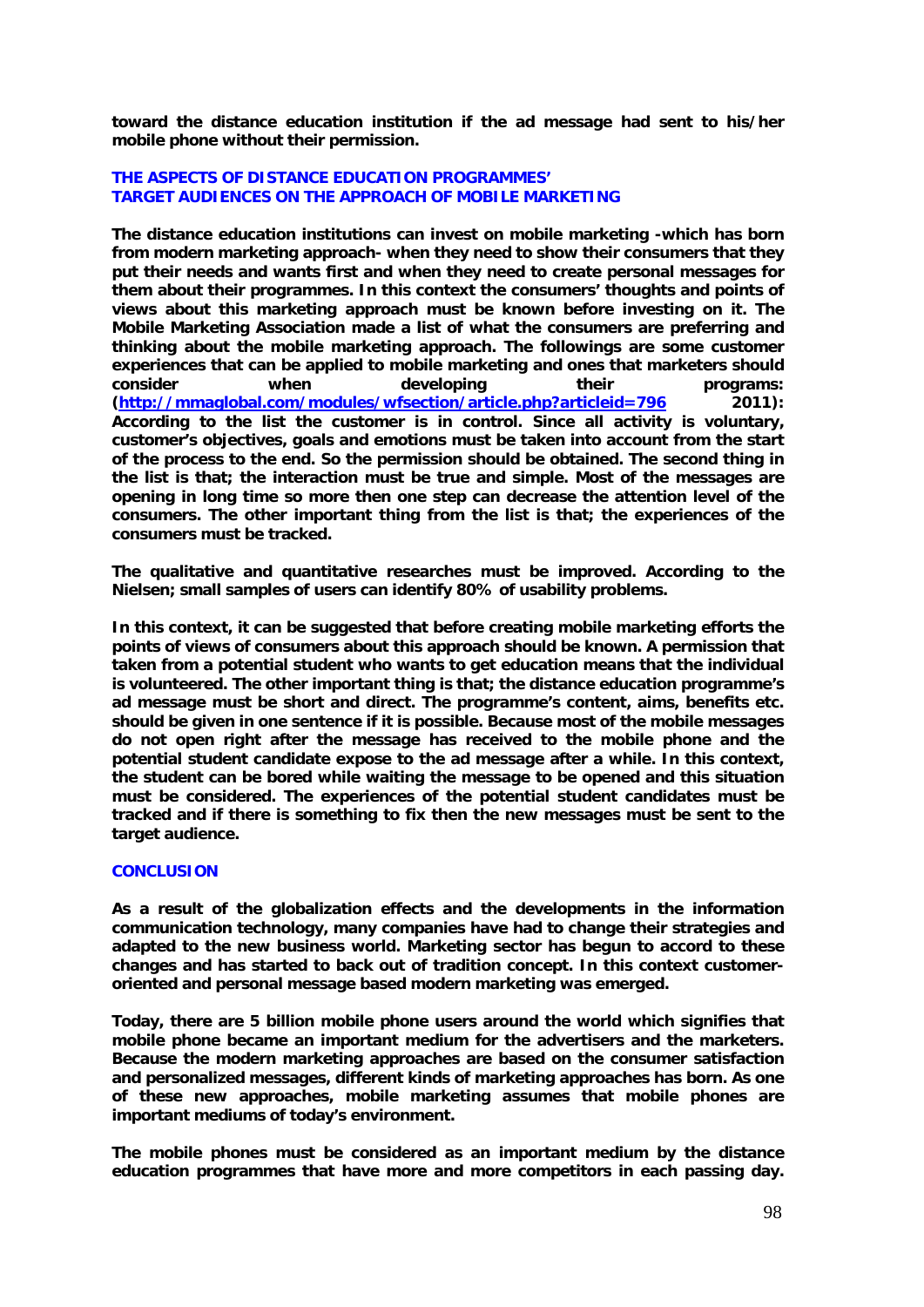toward the distance education institution if the ad message had sent to his/her mobile phone without their permission.

## THE ASPECTS OF DISTANCE EDUCATION PROGRAMMES' TARGET AUDIENCES ON THE APPROACH OF MOBILE MARKETING

The distance education institutions can invest on mobile marketing -which has born from modern marketing approach- when they need to show their consumers that they put their needs and wants first and when they need to create personal messages for them about their programmes. In this context the consumers' thoughts and points of views about this marketing approach must be known before investing on it. The Mobile Marketing Association made a list of what the consumers are preferring and thinking about the mobile marketing approach. The followings are some customer experiences that can be applied to mobile marketing and ones that marketers should consider when developing their programs: (http://mmaglobal.com/modules/wfsection/article.php?articleid=796 2011): According to the list the customer is in control. Since all activity is voluntary, customer's objectives, goals and emotions must be taken into account from the start of the process to the end. So the permission should be obtained. The second thing in the list is that; the interaction must be true and simple. Most of the messages are opening in long time so more then one step can decrease the attention level of the consumers. The other important thing from the list is that; the experiences of the consumers must be tracked.

The qualitative and quantitative researches must be improved. According to the Nielsen; small samples of users can identify 80% of usability problems.

In this context, it can be suggested that before creating mobile marketing efforts the points of views of consumers about this approach should be known. A permission that taken from a potential student who wants to get education means that the individual is volunteered. The other important thing is that; the distance education programme's ad message must be short and direct. The programme's content, aims, benefits etc. should be given in one sentence if it is possible. Because most of the mobile messages do not open right after the message has received to the mobile phone and the potential student candidate expose to the ad message after a while. In this context, the student can be bored while waiting the message to be opened and this situation must be considered. The experiences of the potential student candidates must be tracked and if there is something to fix then the new messages must be sent to the target audience.

## CONCLUSION

As a result of the globalization effects and the developments in the information communication technology, many companies have had to change their strategies and adapted to the new business world. Marketing sector has begun to accord to these changes and has started to back out of tradition concept. In this context customer-oriented and personal message based modern marketing was emerged.

Today, there are 5 billion mobile phone users around the world which signifies that mobile phone became an important medium for the advertisers and the marketers. Because the modern marketing approaches are based on the consumer satisfaction and personalized messages, different kinds of marketing approaches has born. As one of these new approaches, mobile marketing assumes that mobile phones are important mediums of today's environment.

The mobile phones must be considered as an important medium by the distance education programmes that have more and more competitors in each passing day.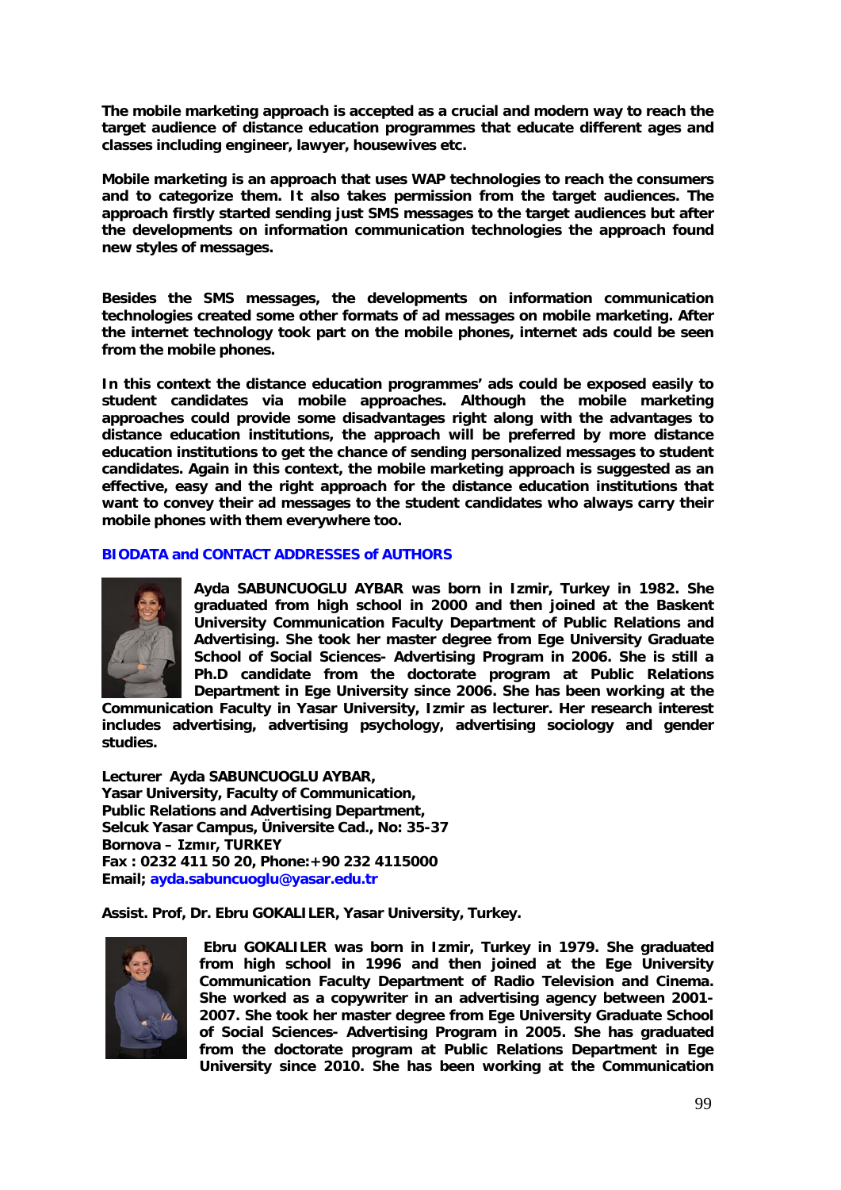**The mobile marketing approach is accepted as a crucial and modern way to reach the target audience of distance education programmes that educate different ages and classes including engineer, lawyer, housewives etc.**

**Mobile marketing is an approach that uses WAP technologies to reach the consumers and to categorize them. It also takes permission from the target audiences. The approach firstly started sending just SMS messages to the target audiences but after the developments on information communication technologies the approach found new styles of messages.**

**Besides the SMS messages, the developments on information communication technologies created some other formats of ad messages on mobile marketing. After the internet technology took part on the mobile phones, internet ads could be seen from the mobile phones.**

**In this context the distance education programmes' ads could be exposed easily to student candidates via mobile approaches. Although the mobile marketing approaches could provide some disadvantages right along with the advantages to distance education institutions, the approach will be preferred by more distance education institutions to get the chance of sending personalized messages to student candidates. Again in this context, the mobile marketing approach is suggested as an effective, easy and the right approach for the distance education institutions that want to convey their ad messages to the student candidates who always carry their mobile phones with them everywhere too.**

## BIODATA and CONTACT ADDRESSES of AUTHORS

**Ayda SABUNCUOGLU AYBAR was born in Izmir, Turkey in 1982. She graduated from high school in 2000 and then joined at the Baskent University Communication Faculty Department of Public Relations and Advertising. She took her master degree from Ege University Graduate School of Social Sciences- Advertising Program in 2006. She is still a Ph.D candidate from the doctorate program at Public Relations Department in Ege University since 2006. She has been working at the Communication Faculty in Yasar University, Izmir as lecturer. Her research interest includes advertising, advertising psychology, advertising sociology and gender studies.**

**Lecturer Ayda SABUNCUOGLU AYBAR,**  
**Yasar University, Faculty of Communication,**  
**Public Relations and Advertising Department,**  
**Selcuk Yasar Campus, Üniversite Cad., No: 35-37**  
**Bornova – Izmır, TURKEY**  
**Fax : 0232 411 50 20, Phone:+90 232 4115000**  
**Email; ayda.sabuncuoglu@yasar.edu.tr**

**Assist. Prof, Dr. Ebru GOKALILER, Yasar University, Turkey.**

**Ebru GOKALILER was born in Izmir, Turkey in 1979. She graduated from high school in 1996 and then joined at the Ege University Communication Faculty Department of Radio Television and Cinema. She worked as a copywriter in an advertising agency between 2001-2007. She took her master degree from Ege University Graduate School of Social Sciences- Advertising Program in 2005. She has graduated from the doctorate program at Public Relations Department in Ege University since 2010. She has been working at the Communication**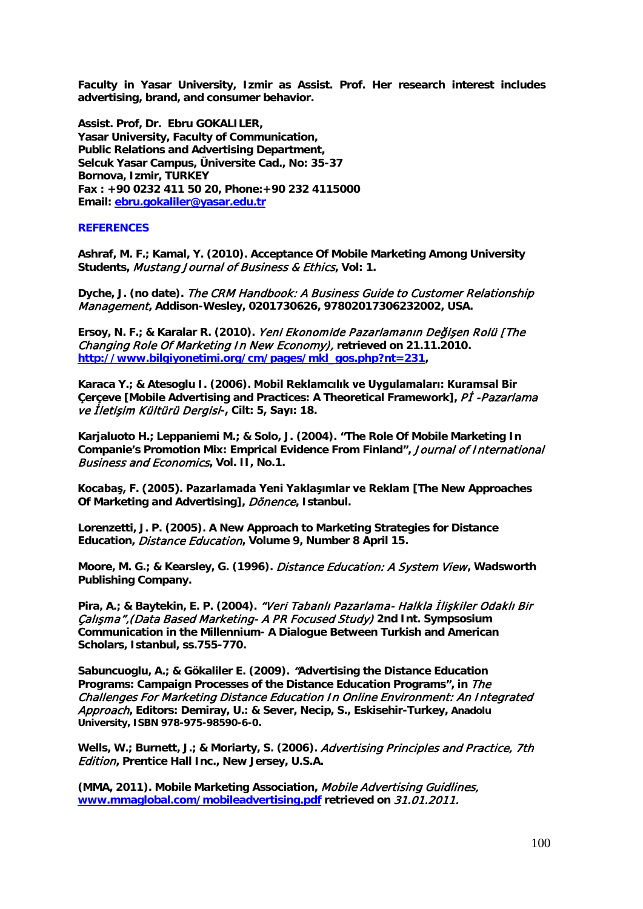**Faculty in Yasar University, Izmir as Assist. Prof. Her research interest includes advertising, brand, and consumer behavior.**

**Assist. Prof, Dr. Ebru GOKALILER,**
**Yasar University, Faculty of Communication,**
**Public Relations and Advertising Department,**
**Selcuk Yasar Campus, Üniversite Cad., No: 35-37**
**Bornova, Izmir, TURKEY**
**Fax : +90 0232 411 50 20, Phone:+90 232 4115000**
**Email: ebru.gokaliler@yasar.edu.tr**

## REFERENCES

**Ashraf, M. F.; Kamal, Y. (2010). Acceptance Of Mobile Marketing Among University Students,** *Mustang Journal of Business & Ethics***, Vol: 1.**

**Dyche, J. (no date).** *The CRM Handbook: A Business Guide to Customer Relationship Management***, Addison-Wesley, 0201730626, 97802017306232002, USA.**

**Ersoy, N. F.; & Karalar R. (2010).** *Yeni Ekonomide Pazarlamanın Değişen Rolü [The Changing Role Of Marketing In New Economy),* **retrieved on 21.11.2010. http://www.bilgiyonetimi.org/cm/pages/mkl_gos.php?nt=231,**

**Karaca Y.; & Atesoglu I. (2006). Mobil Reklamcılık ve Uygulamaları: Kuramsal Bir Çerçeve [Mobile Advertising and Practices: A Theoretical Framework],** *Pİ -Pazarlama ve İletişim Kültürü Dergisi-***, Cilt: 5, Sayı: 18.**

**Karjaluoto H.; Leppaniemi M.; & Solo, J. (2004). "The Role Of Mobile Marketing In Companie's Promotion Mix: Emprical Evidence From Finland",** *Journal of International Business and Economics***, Vol. II, No.1.**

**Kocabaş, F. (2005). Pazarlamada Yeni Yaklaşımlar ve Reklam [The New Approaches Of Marketing and Advertising],** *Dönence***, Istanbul.**

**Lorenzetti, J. P. (2005). A New Approach to Marketing Strategies for Distance Education,** *Distance Education***, Volume 9, Number 8 April 15.**

**Moore, M. G.; & Kearsley, G. (1996).** *Distance Education: A System View***, Wadsworth Publishing Company.**

**Pira, A.; & Baytekin, E. P. (2004).** *"Veri Tabanlı Pazarlama- Halkla İlişkiler Odaklı Bir Çalışma",(Data Based Marketing- A PR Focused Study)* **2nd Int. Sympsosium Communication in the Millennium- A Dialogue Between Turkish and American Scholars, Istanbul, ss.755-770.**

**Sabuncuoglu, A.; & Gökaliler E. (2009).** *"***Advertising the Distance Education Programs: Campaign Processes of the Distance Education Programs", in** *The Challenges For Marketing Distance Education In Online Environment: An Integrated Approach***, Editors: Demiray, U.: & Sever, Necip, S., Eskisehir-Turkey, Anadolu University, ISBN 978-975-98590-6-0.**

**Wells, W.; Burnett, J.; & Moriarty, S. (2006).** *Advertising Principles and Practice, 7th Edition***, Prentice Hall Inc., New Jersey, U.S.A.**

**(MMA, 2011). Mobile Marketing Association,** *Mobile Advertising Guidlines,* **www.mmaglobal.com/mobileadvertising.pdf retrieved on** *31.01.2011.*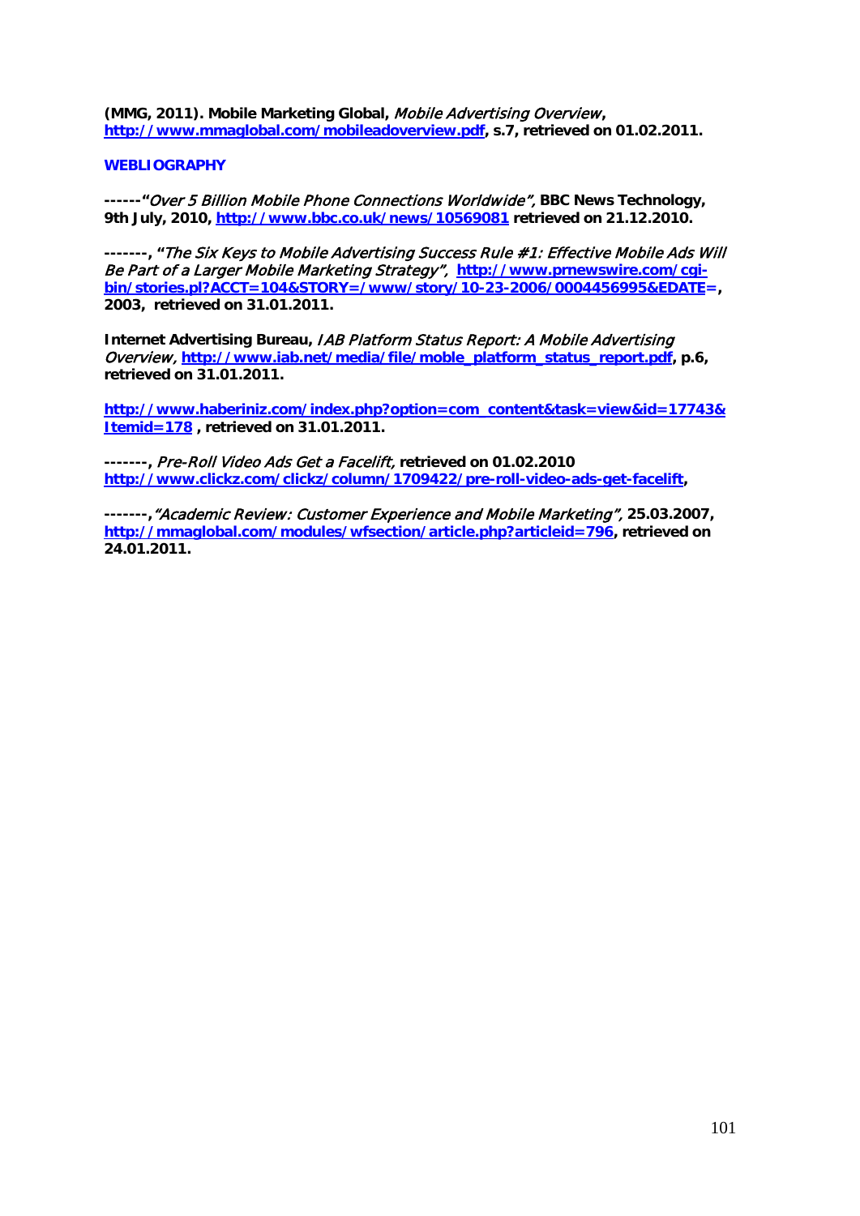**(MMG, 2011). Mobile Marketing Global,** ***Mobile Advertising Overview*****, http://www.mmaglobal.com/mobileadoverview.pdf, s.7, retrieved on 01.02.2011.**

## WEBLIOGRAPHY

**------"*Over 5 Billion Mobile Phone Connections Worldwide*", BBC News Technology, 9th July, 2010, http://www.bbc.co.uk/news/10569081 retrieved on 21.12.2010.**

**-------, "*The Six Keys to Mobile Advertising Success Rule #1: Effective Mobile Ads Will Be Part of a Larger Mobile Marketing Strategy*", http://www.prnewswire.com/cgi-bin/stories.pl?ACCT=104&STORY=/www/story/10-23-2006/0004456995&EDATE=, 2003, retrieved on 31.01.2011.**

**Internet Advertising Bureau,** ***IAB Platform Status Report: A Mobile Advertising Overview*****, http://www.iab.net/media/file/moble_platform_status_report.pdf, p.6, retrieved on 31.01.2011.**

**http://www.haberiniz.com/index.php?option=com_content&task=view&id=17743&Itemid=178 , retrieved on 31.01.2011.**

**-------,** ***Pre-Roll Video Ads Get a Facelift*****, retrieved on 01.02.2010 http://www.clickz.com/clickz/column/1709422/pre-roll-video-ads-get-facelift,**

**-------,"*Academic Review: Customer Experience and Mobile Marketing*", 25.03.2007, http://mmaglobal.com/modules/wfsection/article.php?articleid=796, retrieved on 24.01.2011.**